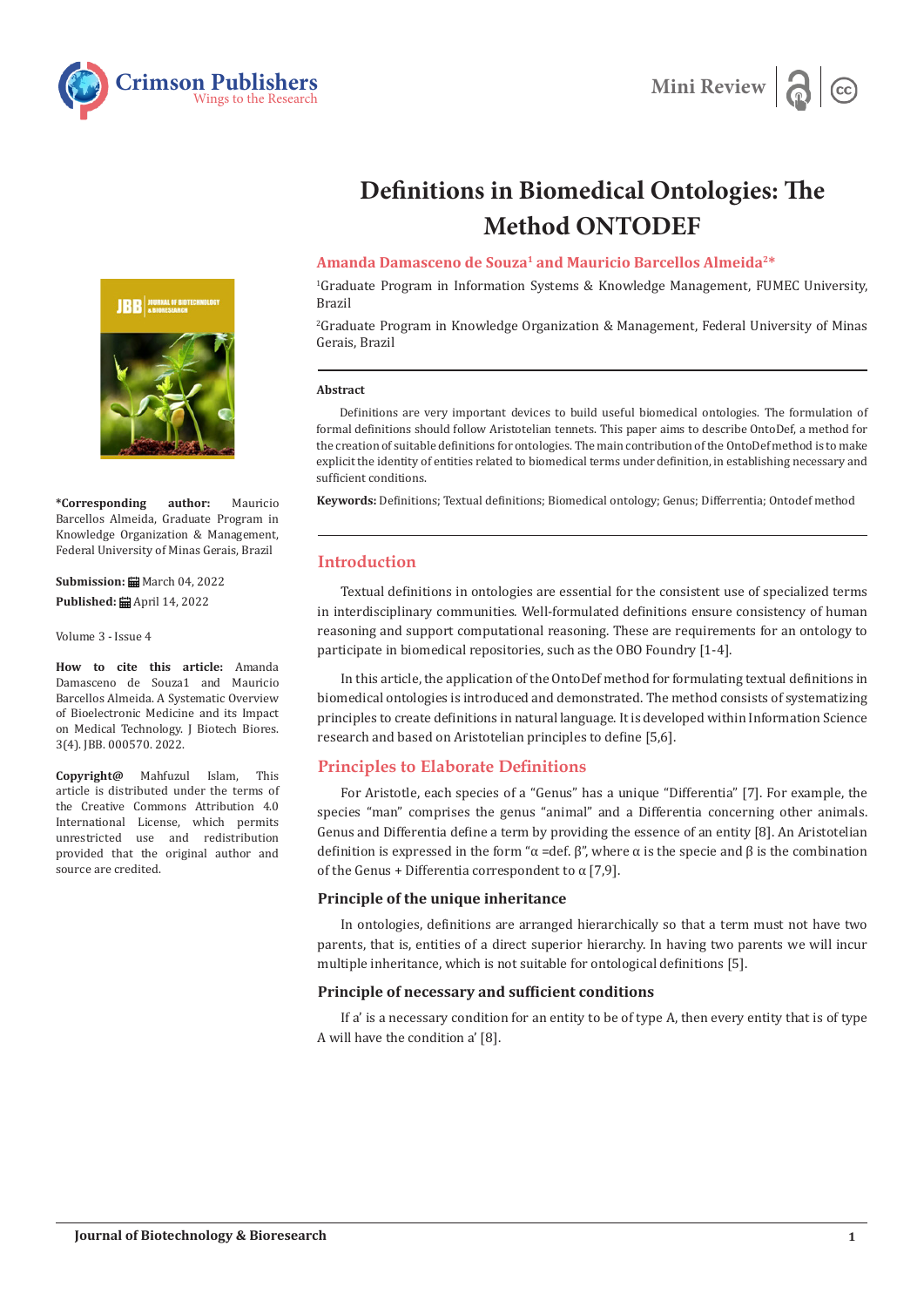Mini Review

# Definitions in Biomedical Ontologies: The Method ONTODEF

**Amanda Damasceno de Souza[1] and Mauricio Barcellos Almeida[2]***

[1]Graduate Program in Information Systems & Knowledge Management, FUMEC University, Brazil

[2]Graduate Program in Knowledge Organization & Management, Federal University of Minas Gerais, Brazil

**\*Corresponding author:** Mauricio Barcellos Almeida, Graduate Program in Knowledge Organization & Management, Federal University of Minas Gerais, Brazil

**Submission:** March 04, 2022

**Published:** April 14, 2022

Volume 3 - Issue 4

**How to cite this article:** Amanda Damasceno de Souza1 and Mauricio Barcellos Almeida. A Systematic Overview of Bioelectronic Medicine and its Impact on Medical Technology. J Biotech Biores. 3(4). JBB. 000570. 2022.

**Copyright@** Mahfuzul Islam, This article is distributed under the terms of the Creative Commons Attribution 4.0 International License, which permits unrestricted use and redistribution provided that the original author and source are credited.

### Abstract

Definitions are very important devices to build useful biomedical ontologies. The formulation of formal definitions should follow Aristotelian tennets. This paper aims to describe OntoDef, a method for the creation of suitable definitions for ontologies. The main contribution of the OntoDef method is to make explicit the identity of entities related to biomedical terms under definition, in establishing necessary and sufficient conditions.

**Keywords:** Definitions; Textual definitions; Biomedical ontology; Genus; Differrentia; Ontodef method

## Introduction

Textual definitions in ontologies are essential for the consistent use of specialized terms in interdisciplinary communities. Well-formulated definitions ensure consistency of human reasoning and support computational reasoning. These are requirements for an ontology to participate in biomedical repositories, such as the OBO Foundry [1-4].

In this article, the application of the OntoDef method for formulating textual definitions in biomedical ontologies is introduced and demonstrated. The method consists of systematizing principles to create definitions in natural language. It is developed within Information Science research and based on Aristotelian principles to define [5,6].

## Principles to Elaborate Definitions

For Aristotle, each species of a "Genus" has a unique "Differentia" [7]. For example, the species "man" comprises the genus "animal" and a Differentia concerning other animals. Genus and Differentia define a term by providing the essence of an entity [8]. An Aristotelian definition is expressed in the form "α =def. β", where α is the specie and β is the combination of the Genus + Differentia correspondent to α [7,9].

### Principle of the unique inheritance

In ontologies, definitions are arranged hierarchically so that a term must not have two parents, that is, entities of a direct superior hierarchy. In having two parents we will incur multiple inheritance, which is not suitable for ontological definitions [5].

### Principle of necessary and sufficient conditions

If a' is a necessary condition for an entity to be of type A, then every entity that is of type A will have the condition a' [8].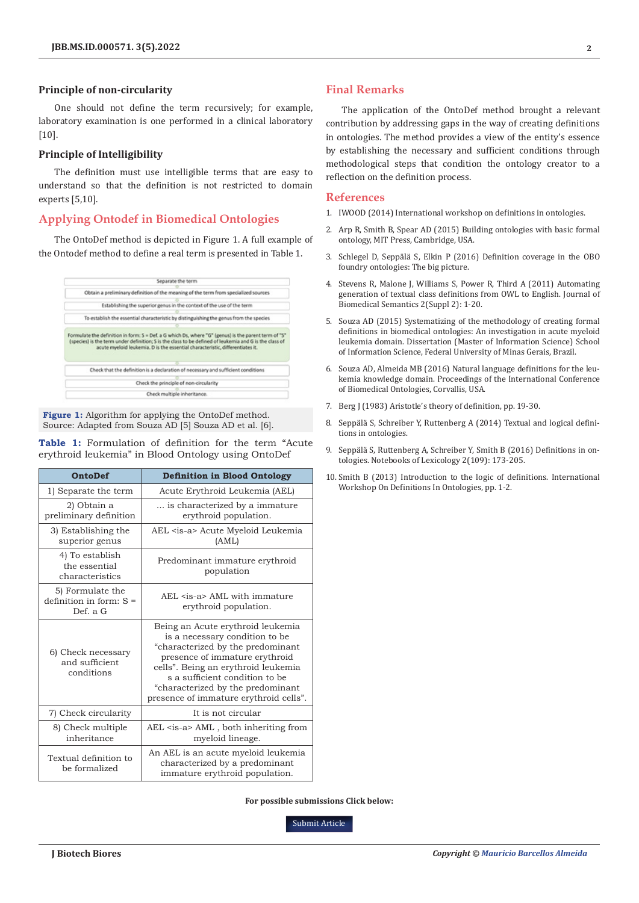### Principle of non-circularity

One should not define the term recursively; for example, laboratory examination is one performed in a clinical laboratory [10].

### Principle of Intelligibility

The definition must use intelligible terms that are easy to understand so that the definition is not restricted to domain experts [5,10].

## Applying Ontodef in Biomedical Ontologies

The OntoDef method is depicted in Figure 1. A full example of the Ontodef method to define a real term is presented in Table 1.

Separate the term

Obtain a preliminary definition of the meaning of the term from specialized sources

Establishing the superior genus in the context of the use of the term

To establish the essential characteristic by distinguishing the genus from the species

Formulate the definition in form: S = Def. a G which Ds, where "G" (genus) is the parent term of "S" (species) is the term under definition; S is the class to be defined of leukemia and G is the class of acute myeloid leukemia. D is the essential characteristic, differentiates it.

Check that the definition is a declaration of necessary and sufficient conditions

Check the principle of non-circularity

Check multiple inheritance.

**Figure 1:** Algorithm for applying the OntoDef method.
Source: Adapted from Souza AD [5] Souza AD et al. [6].

**Table 1:** Formulation of definition for the term "Acute erythroid leukemia" in Blood Ontology using OntoDef

| OntoDef | Definition in Blood Ontology |
|---|---|
| 1) Separate the term | Acute Erythroid Leukemia (AEL) |
| 2) Obtain a preliminary definition | ... is characterized by a immature erythroid population. |
| 3) Establishing the superior genus | AEL <is-a> Acute Myeloid Leukemia (AML) |
| 4) To establish the essential characteristics | Predominant immature erythroid population |
| 5) Formulate the definition in form: S = Def. a G | AEL <is-a> AML with immature erythroid population. |
| 6) Check necessary and sufficient conditions | Being an Acute erythroid leukemia is a necessary condition to be "characterized by the predominant presence of immature erythroid cells". Being an erythroid leukemia s a sufficient condition to be "characterized by the predominant presence of immature erythroid cells". |
| 7) Check circularity | It is not circular |
| 8) Check multiple inheritance | AEL <is-a> AML , both inheriting from myeloid lineage. |
| Textual definition to be formalized | An AEL is an acute myeloid leukemia characterized by a predominant immature erythroid population. |

## Final Remarks

The application of the OntoDef method brought a relevant contribution by addressing gaps in the way of creating definitions in ontologies. The method provides a view of the entity's essence by establishing the necessary and sufficient conditions through methodological steps that condition the ontology creator to a reflection on the definition process.

## References

1. IWOOD (2014) International workshop on definitions in ontologies.
2. Arp R, Smith B, Spear AD (2015) Building ontologies with basic formal ontology, MIT Press, Cambridge, USA.
3. Schlegel D, Seppälä S, Elkin P (2016) Definition coverage in the OBO foundry ontologies: The big picture.
4. Stevens R, Malone J, Williams S, Power R, Third A (2011) Automating generation of textual class definitions from OWL to English. Journal of Biomedical Semantics 2(Suppl 2): 1-20.
5. Souza AD (2015) Systematizing of the methodology of creating formal definitions in biomedical ontologies: An investigation in acute myeloid leukemia domain. Dissertation (Master of Information Science) School of Information Science, Federal University of Minas Gerais, Brazil.
6. Souza AD, Almeida MB (2016) Natural language definitions for the leukemia knowledge domain. Proceedings of the International Conference of Biomedical Ontologies, Corvallis, USA.
7. Berg J (1983) Aristotle's theory of definition, pp. 19-30.
8. Seppälä S, Schreiber Y, Ruttenberg A (2014) Textual and logical definitions in ontologies.
9. Seppälä S, Ruttenberg A, Schreiber Y, Smith B (2016) Definitions in ontologies. Notebooks of Lexicology 2(109): 173-205.
10. Smith B (2013) Introduction to the logic of definitions. International Workshop On Definitions In Ontologies, pp. 1-2.

**For possible submissions Click below:**

Submit Article